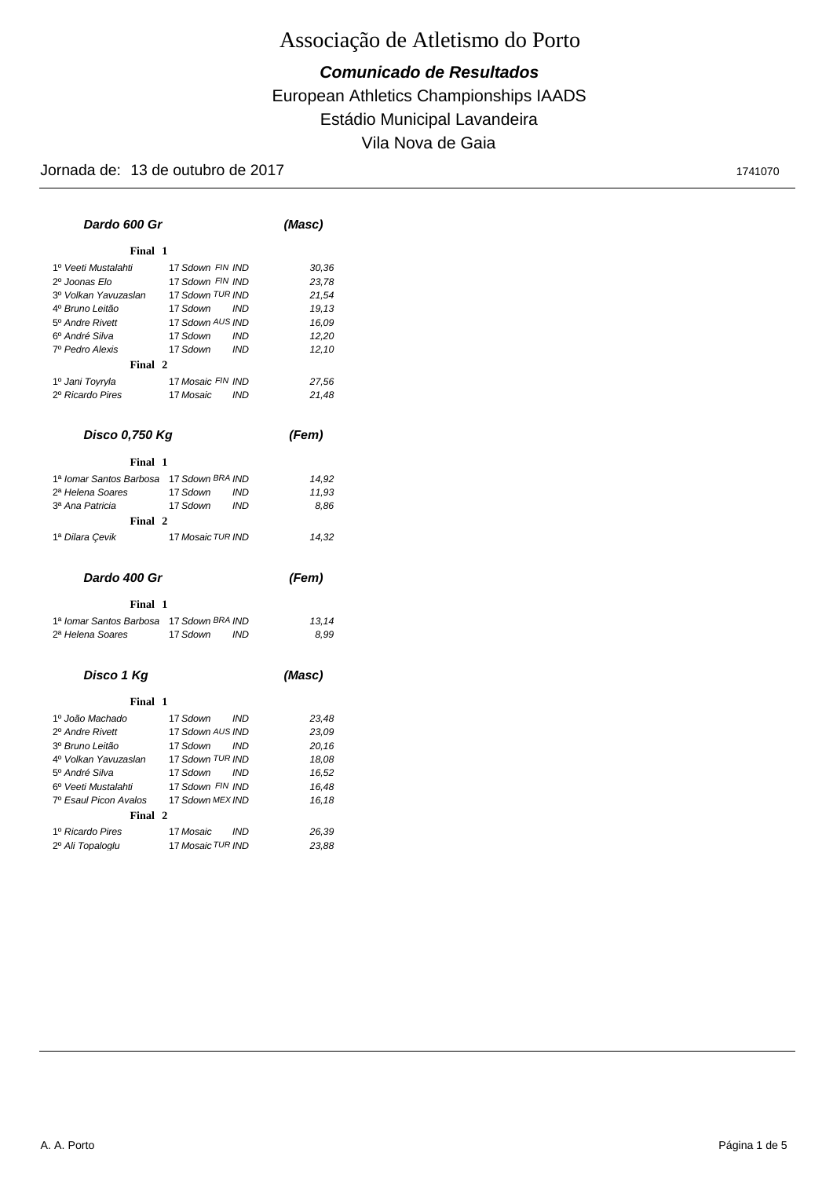# Associação de Atletismo do Porto

## *Comunicado de Resultados*

European Athletics Championships IAADS

Estádio Municipal Lavandeira

Vila Nova de Gaia

Jornada de: 13 de outubro de 2017 — 1741070

### *Dardo 600 Gr* *(Masc)*

**Final 1**

| Pos. | Nome | Escalão | Nac. | | Marca |
|---|---|---|---|---|---|
| 1º | *Veeti Mustalahti* | 17 *Sdown* | *FIN* | *IND* | *30,36* |
| 2º | *Joonas Elo* | 17 *Sdown* | *FIN* | *IND* | *23,78* |
| 3º | *Volkan Yavuzaslan* | 17 *Sdown* | *TUR* | *IND* | *21,54* |
| 4º | *Bruno Leitão* | 17 *Sdown* | | *IND* | *19,13* |
| 5º | *Andre Rivett* | 17 *Sdown* | *AUS* | *IND* | *16,09* |
| 6º | *André Silva* | 17 *Sdown* | | *IND* | *12,20* |
| 7º | *Pedro Alexis* | 17 *Sdown* | | *IND* | *12,10* |

**Final 2**

| Pos. | Nome | Escalão | Nac. | | Marca |
|---|---|---|---|---|---|
| 1º | *Jani Toyryla* | 17 *Mosaic* | *FIN* | *IND* | *27,56* |
| 2º | *Ricardo Pires* | 17 *Mosaic* | | *IND* | *21,48* |

### *Disco 0,750 Kg* *(Fem)*

**Final 1**

| Pos. | Nome | Escalão | Nac. | | Marca |
|---|---|---|---|---|---|
| 1ª | *Iomar Santos Barbosa* | 17 *Sdown* | *BRA* | *IND* | *14,92* |
| 2ª | *Helena Soares* | 17 *Sdown* | | *IND* | *11,93* |
| 3ª | *Ana Patricia* | 17 *Sdown* | | *IND* | *8,86* |

**Final 2**

| Pos. | Nome | Escalão | Nac. | | Marca |
|---|---|---|---|---|---|
| 1ª | *Dilara Çevik* | 17 *Mosaic* | *TUR* | *IND* | *14,32* |

### *Dardo 400 Gr* *(Fem)*

**Final 1**

| Pos. | Nome | Escalão | Nac. | | Marca |
|---|---|---|---|---|---|
| 1ª | *Iomar Santos Barbosa* | 17 *Sdown* | *BRA* | *IND* | *13,14* |
| 2ª | *Helena Soares* | 17 *Sdown* | | *IND* | *8,99* |

### *Disco 1 Kg* *(Masc)*

**Final 1**

| Pos. | Nome | Escalão | Nac. | | Marca |
|---|---|---|---|---|---|
| 1º | *João Machado* | 17 *Sdown* | | *IND* | *23,48* |
| 2º | *Andre Rivett* | 17 *Sdown* | *AUS* | *IND* | *23,09* |
| 3º | *Bruno Leitão* | 17 *Sdown* | | *IND* | *20,16* |
| 4º | *Volkan Yavuzaslan* | 17 *Sdown* | *TUR* | *IND* | *18,08* |
| 5º | *André Silva* | 17 *Sdown* | | *IND* | *16,52* |
| 6º | *Veeti Mustalahti* | 17 *Sdown* | *FIN* | *IND* | *16,48* |
| 7º | *Esaul Picon Avalos* | 17 *Sdown* | *MEX* | *IND* | *16,18* |

**Final 2**

| Pos. | Nome | Escalão | Nac. | | Marca |
|---|---|---|---|---|---|
| 1º | *Ricardo Pires* | 17 *Mosaic* | | *IND* | *26,39* |
| 2º | *Ali Topaloglu* | 17 *Mosaic* | *TUR* | *IND* | *23,88* |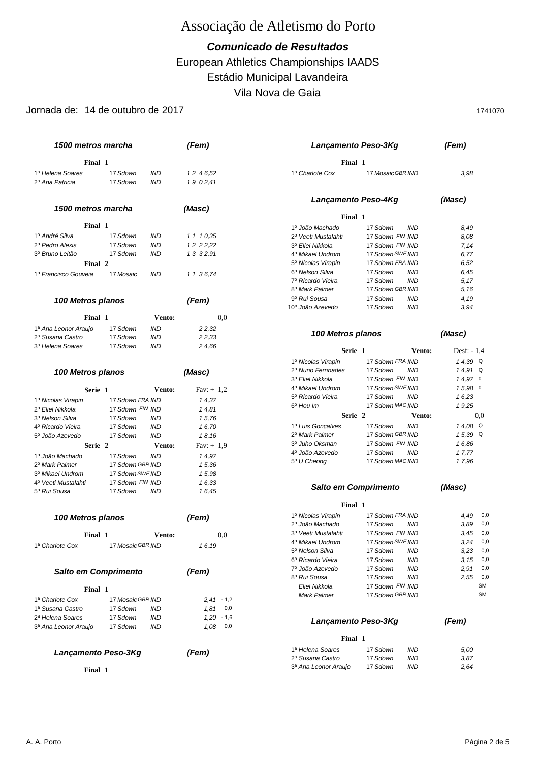# Associação de Atletismo do Porto

**_Comunicado de Resultados_**

European Athletics Championships IAADS

Estádio Municipal Lavandeira

Vila Nova de Gaia

Jornada de: 14 de outubro de 2017 — 1741070

### *1500 metros marcha (Fem)*

**Final 1**

| Pos. | Nome | Escalão | Clube | | Resultado |
|---|---|---|---|---|---|
| 1ª | *Helena Soares* | 17 Sdown | | IND | 12 46,52 |
| 2ª | *Ana Patricia* | 17 Sdown | | IND | 19 02,41 |

### *1500 metros marcha (Masc)*

**Final 1**

| Pos. | Nome | Escalão | Clube | | Resultado |
|---|---|---|---|---|---|
| 1º | *André Silva* | 17 Sdown | | IND | 11 10,35 |
| 2º | *Pedro Alexis* | 17 Sdown | | IND | 12 22,22 |
| 3º | *Bruno Leitão* | 17 Sdown | | IND | 13 32,91 |

**Final 2**

| Pos. | Nome | Escalão | Clube | | Resultado |
|---|---|---|---|---|---|
| 1º | *Francisco Gouveia* | 17 Mosaic | | IND | 11 36,74 |

### *100 Metros planos (Fem)*

**Final 1** — Vento: 0,0

| Pos. | Nome | Escalão | Clube | | Resultado |
|---|---|---|---|---|---|
| 1ª | *Ana Leonor Araujo* | 17 Sdown | | IND | 22,32 |
| 2ª | *Susana Castro* | 17 Sdown | | IND | 22,33 |
| 3ª | *Helena Soares* | 17 Sdown | | IND | 24,66 |

### *100 Metros planos (Masc)*

**Serie 1** — Vento: Fav: + 1,2

| Pos. | Nome | Escalão | País | Clube | Resultado |
|---|---|---|---|---|---|
| 1º | *Nicolas Virapin* | 17 Sdown | FRA | IND | 14,37 |
| 2º | *Eliel Nikkola* | 17 Sdown | FIN | IND | 14,81 |
| 3º | *Nelson Silva* | 17 Sdown | | IND | 15,76 |
| 4º | *Ricardo Vieira* | 17 Sdown | | IND | 16,70 |
| 5º | *João Azevedo* | 17 Sdown | | IND | 18,16 |

**Serie 2** — Vento: Fav: + 1,9

| Pos. | Nome | Escalão | País | Clube | Resultado |
|---|---|---|---|---|---|
| 1º | *João Machado* | 17 Sdown | | IND | 14,97 |
| 2º | *Mark Palmer* | 17 Sdown | GBR | IND | 15,36 |
| 3º | *Mikael Undrom* | 17 Sdown | SWE | IND | 15,98 |
| 4º | *Veeti Mustalahti* | 17 Sdown | FIN | IND | 16,33 |
| 5º | *Rui Sousa* | 17 Sdown | | IND | 16,45 |

### *100 Metros planos (Fem)*

**Final 1** — Vento: 0,0

| Pos. | Nome | Escalão | País | Clube | Resultado |
|---|---|---|---|---|---|
| 1ª | *Charlote Cox* | 17 Mosaic | GBR | IND | 16,19 |

### *Salto em Comprimento (Fem)*

**Final 1**

| Pos. | Nome | Escalão | País | Clube | Resultado | Vento |
|---|---|---|---|---|---|---|
| 1ª | *Charlote Cox* | 17 Mosaic | GBR | IND | 2,41 | - 1,2 |
| 1ª | *Susana Castro* | 17 Sdown | | IND | 1,81 | 0,0 |
| 2ª | *Helena Soares* | 17 Sdown | | IND | 1,20 | - 1,6 |
| 3ª | *Ana Leonor Araujo* | 17 Sdown | | IND | 1,08 | 0,0 |

### *Lançamento Peso-3Kg (Fem)*

**Final 1**

| Pos. | Nome | Escalão | País | Clube | Resultado |
|---|---|---|---|---|---|
| 1ª | *Charlote Cox* | 17 Mosaic | GBR | IND | 3,98 |

### *Lançamento Peso-4Kg (Masc)*

**Final 1**

| Pos. | Nome | Escalão | País | Clube | Resultado |
|---|---|---|---|---|---|
| 1º | *João Machado* | 17 Sdown | | IND | 8,49 |
| 2º | *Veeti Mustalahti* | 17 Sdown | FIN | IND | 8,08 |
| 3º | *Eliel Nikkola* | 17 Sdown | FIN | IND | 7,14 |
| 4º | *Mikael Undrom* | 17 Sdown | SWE | IND | 6,77 |
| 5º | *Nicolas Virapin* | 17 Sdown | FRA | IND | 6,52 |
| 6º | *Nelson Silva* | 17 Sdown | | IND | 6,45 |
| 7º | *Ricardo Vieira* | 17 Sdown | | IND | 5,17 |
| 8º | *Mark Palmer* | 17 Sdown | GBR | IND | 5,16 |
| 9º | *Rui Sousa* | 17 Sdown | | IND | 4,19 |
| 10º | *João Azevedo* | 17 Sdown | | IND | 3,94 |

### *100 Metros planos (Masc)*

**Serie 1** — Vento: Desf: - 1,4

| Pos. | Nome | Escalão | País | Clube | Resultado | |
|---|---|---|---|---|---|---|
| 1º | *Nicolas Virapin* | 17 Sdown | FRA | IND | 14,39 | Q |
| 2º | *Nuno Fernnades* | 17 Sdown | | IND | 14,91 | Q |
| 3º | *Eliel Nikkola* | 17 Sdown | FIN | IND | 14,97 | q |
| 4º | *Mikael Undrom* | 17 Sdown | SWE | IND | 15,98 | q |
| 5º | *Ricardo Vieira* | 17 Sdown | | IND | 16,23 | |
| 6º | *Hou Im* | 17 Sdown | MAC | IND | 19,25 | |

**Serie 2** — Vento: 0,0

| Pos. | Nome | Escalão | País | Clube | Resultado | |
|---|---|---|---|---|---|---|
| 1º | *Luis Gonçalves* | 17 Sdown | | IND | 14,08 | Q |
| 2º | *Mark Palmer* | 17 Sdown | GBR | IND | 15,39 | Q |
| 3º | *Juho Oksman* | 17 Sdown | FIN | IND | 16,86 | |
| 4º | *João Azevedo* | 17 Sdown | | IND | 17,77 | |
| 5º | *U Cheong* | 17 Sdown | MAC | IND | 17,96 | |

### *Salto em Comprimento (Masc)*

**Final 1**

| Pos. | Nome | Escalão | País | Clube | Resultado | Vento |
|---|---|---|---|---|---|---|
| 1º | *Nicolas Virapin* | 17 Sdown | FRA | IND | 4,49 | 0,0 |
| 2º | *João Machado* | 17 Sdown | | IND | 3,89 | 0,0 |
| 3º | *Veeti Mustalahti* | 17 Sdown | FIN | IND | 3,45 | 0,0 |
| 4º | *Mikael Undrom* | 17 Sdown | SWE | IND | 3,24 | 0,0 |
| 5º | *Nelson Silva* | 17 Sdown | | IND | 3,23 | 0,0 |
| 6º | *Ricardo Vieira* | 17 Sdown | | IND | 3,15 | 0,0 |
| 7º | *João Azevedo* | 17 Sdown | | IND | 2,91 | 0,0 |
| 8º | *Rui Sousa* | 17 Sdown | | IND | 2,55 | 0,0 |
| | *Eliel Nikkola* | 17 Sdown | FIN | IND | | SM |
| | *Mark Palmer* | 17 Sdown | GBR | IND | | SM |

### *Lançamento Peso-3Kg (Fem)*

**Final 1**

| Pos. | Nome | Escalão | País | Clube | Resultado |
|---|---|---|---|---|---|
| 1ª | *Helena Soares* | 17 Sdown | | IND | 5,00 |
| 2ª | *Susana Castro* | 17 Sdown | | IND | 3,87 |
| 3ª | *Ana Leonor Araujo* | 17 Sdown | | IND | 2,64 |

A. A. Porto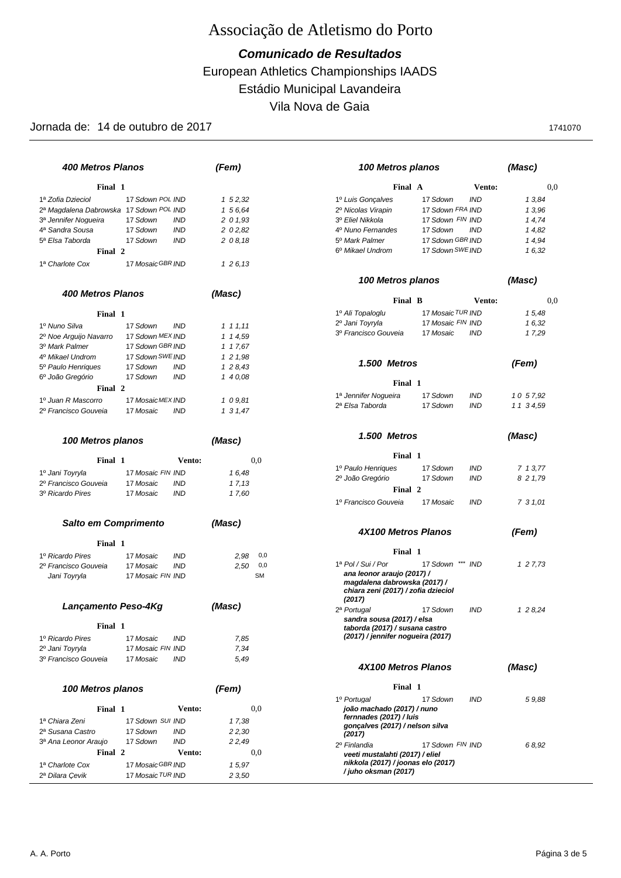# Associação de Atletismo do Porto

## *Comunicado de Resultados*

European Athletics Championships IAADS

Estádio Municipal Lavandeira

Vila Nova de Gaia

Jornada de: 14 de outubro de 2017 — 1741070

### *400 Metros Planos* — *(Fem)*

**Final 1**

| Pos. | Nome | Escalão | Clube | País | | Marca |
|---|---|---|---|---|---|---|
| 1ª | *Zofia Dzieciol* | 17 | Sdown | POL | IND | 1 5 2,32 |
| 2ª | *Magdalena Dabrowska* | 17 | Sdown | POL | IND | 1 5 6,64 |
| 3ª | *Jennifer Nogueira* | 17 | Sdown | | IND | 2 0 1,93 |
| 4ª | *Sandra Sousa* | 17 | Sdown | | IND | 2 0 2,82 |
| 5ª | *Elsa Taborda* | 17 | Sdown | | IND | 2 0 8,18 |

**Final 2**

| Pos. | Nome | Escalão | Clube | País | | Marca |
|---|---|---|---|---|---|---|
| 1ª | *Charlote Cox* | 17 | Mosaic | GBR | IND | 1 2 6,13 |

### *400 Metros Planos* — *(Masc)*

**Final 1**

| Pos. | Nome | Escalão | Clube | País | | Marca |
|---|---|---|---|---|---|---|
| 1º | *Nuno Silva* | 17 | Sdown | | IND | 1 1 1,11 |
| 2º | *Noe Arguijo Navarro* | 17 | Sdown | MEX | IND | 1 1 4,59 |
| 3º | *Mark Palmer* | 17 | Sdown | GBR | IND | 1 1 7,67 |
| 4º | *Mikael Undrom* | 17 | Sdown | SWE | IND | 1 2 1,98 |
| 5º | *Paulo Henriques* | 17 | Sdown | | IND | 1 2 8,43 |
| 6º | *João Gregório* | 17 | Sdown | | IND | 1 4 0,08 |

**Final 2**

| Pos. | Nome | Escalão | Clube | País | | Marca |
|---|---|---|---|---|---|---|
| 1º | *Juan R Mascorro* | 17 | Mosaic | MEX | IND | 1 0 9,81 |
| 2º | *Francisco Gouveia* | 17 | Mosaic | | IND | 1 3 1,47 |

### *100 Metros planos* — *(Masc)*

**Final 1** — Vento: 0,0

| Pos. | Nome | Escalão | Clube | País | | Marca |
|---|---|---|---|---|---|---|
| 1º | *Jani Toyryla* | 17 | Mosaic | FIN | IND | 1 6,48 |
| 2º | *Francisco Gouveia* | 17 | Mosaic | | IND | 1 7,13 |
| 3º | *Ricardo Pires* | 17 | Mosaic | | IND | 1 7,60 |

### *Salto em Comprimento* — *(Masc)*

**Final 1**

| Pos. | Nome | Escalão | Clube | País | | Marca | Vento |
|---|---|---|---|---|---|---|---|
| 1º | *Ricardo Pires* | 17 | Mosaic | | IND | 2,98 | 0,0 |
| 2º | *Francisco Gouveia* | 17 | Mosaic | | IND | 2,50 | 0,0 |
| | *Jani Toyryla* | 17 | Mosaic | FIN | IND | | SM |

### *Lançamento Peso-4Kg* — *(Masc)*

**Final 1**

| Pos. | Nome | Escalão | Clube | País | | Marca |
|---|---|---|---|---|---|---|
| 1º | *Ricardo Pires* | 17 | Mosaic | | IND | 7,85 |
| 2º | *Jani Toyryla* | 17 | Mosaic | FIN | IND | 7,34 |
| 3º | *Francisco Gouveia* | 17 | Mosaic | | IND | 5,49 |

### *100 Metros planos* — *(Fem)*

**Final 1** — Vento: 0,0

| Pos. | Nome | Escalão | Clube | País | | Marca |
|---|---|---|---|---|---|---|
| 1ª | *Chiara Zeni* | 17 | Sdown | SUI | IND | 1 7,38 |
| 2ª | *Susana Castro* | 17 | Sdown | | IND | 2 2,30 |
| 3ª | *Ana Leonor Araujo* | 17 | Sdown | | IND | 2 2,49 |

**Final 2** — Vento: 0,0

| Pos. | Nome | Escalão | Clube | País | | Marca |
|---|---|---|---|---|---|---|
| 1ª | *Charlote Cox* | 17 | Mosaic | GBR | IND | 1 5,97 |
| 2ª | *Dilara Çevik* | 17 | Mosaic | TUR | IND | 2 3,50 |

### *100 Metros planos* — *(Masc)*

**Final A** — Vento: 0,0

| Pos. | Nome | Escalão | Clube | País | | Marca |
|---|---|---|---|---|---|---|
| 1º | *Luis Gonçalves* | 17 | Sdown | | IND | 1 3,84 |
| 2º | *Nicolas Virapin* | 17 | Sdown | FRA | IND | 1 3,96 |
| 3º | *Eliel Nikkola* | 17 | Sdown | FIN | IND | 1 4,74 |
| 4º | *Nuno Fernandes* | 17 | Sdown | | IND | 1 4,82 |
| 5º | *Mark Palmer* | 17 | Sdown | GBR | IND | 1 4,94 |
| 6º | *Mikael Undrom* | 17 | Sdown | SWE | IND | 1 6,32 |

### *100 Metros planos* — *(Masc)*

**Final B** — Vento: 0,0

| Pos. | Nome | Escalão | Clube | País | | Marca |
|---|---|---|---|---|---|---|
| 1º | *Ali Topaloglu* | 17 | Mosaic | TUR | IND | 1 5,48 |
| 2º | *Jani Toyryla* | 17 | Mosaic | FIN | IND | 1 6,32 |
| 3º | *Francisco Gouveia* | 17 | Mosaic | | IND | 1 7,29 |

### *1.500 Metros* — *(Fem)*

**Final 1**

| Pos. | Nome | Escalão | Clube | País | | Marca |
|---|---|---|---|---|---|---|
| 1ª | *Jennifer Nogueira* | 17 | Sdown | | IND | 1 0 5 7,92 |
| 2ª | *Elsa Taborda* | 17 | Sdown | | IND | 1 1 3 4,59 |

### *1.500 Metros* — *(Masc)*

**Final 1**

| Pos. | Nome | Escalão | Clube | País | | Marca |
|---|---|---|---|---|---|---|
| 1º | *Paulo Henriques* | 17 | Sdown | | IND | 7 1 3,77 |
| 2º | *João Gregório* | 17 | Sdown | | IND | 8 2 1,79 |

**Final 2**

| Pos. | Nome | Escalão | Clube | País | | Marca |
|---|---|---|---|---|---|---|
| 1º | *Francisco Gouveia* | 17 | Mosaic | | IND | 7 3 1,01 |

### *4X100 Metros Planos* — *(Fem)*

**Final 1**

| Pos. | Equipa | Escalão | Clube | País | | Marca |
|---|---|---|---|---|---|---|
| 1ª | *Pol / Sui / Por* | 17 | Sdown | *** | IND | 1 2 7,73 |
| 2ª | *Portugal* | 17 | Sdown | | IND | 1 2 8,24 |

1ª: ***ana leonor araujo (2017) / magdalena dabrowska (2017) / chiara zeni (2017) / zofia dzieciol (2017)***

2ª: ***sandra sousa (2017) / elsa taborda (2017) / susana castro (2017) / jennifer nogueira (2017)***

### *4X100 Metros Planos* — *(Masc)*

**Final 1**

| Pos. | Equipa | Escalão | Clube | País | | Marca |
|---|---|---|---|---|---|---|
| 1º | *Portugal* | 17 | Sdown | | IND | 5 9,88 |
| 2º | *Finlandia* | 17 | Sdown | FIN | IND | 6 8,92 |

1º: ***joão machado (2017) / nuno fernnades (2017) / luis gonçalves (2017) / nelson silva (2017)***

2º: ***veeti mustalahti (2017) / eliel nikkola (2017) / joonas elo (2017) / juho oksman (2017)***

A. A. Porto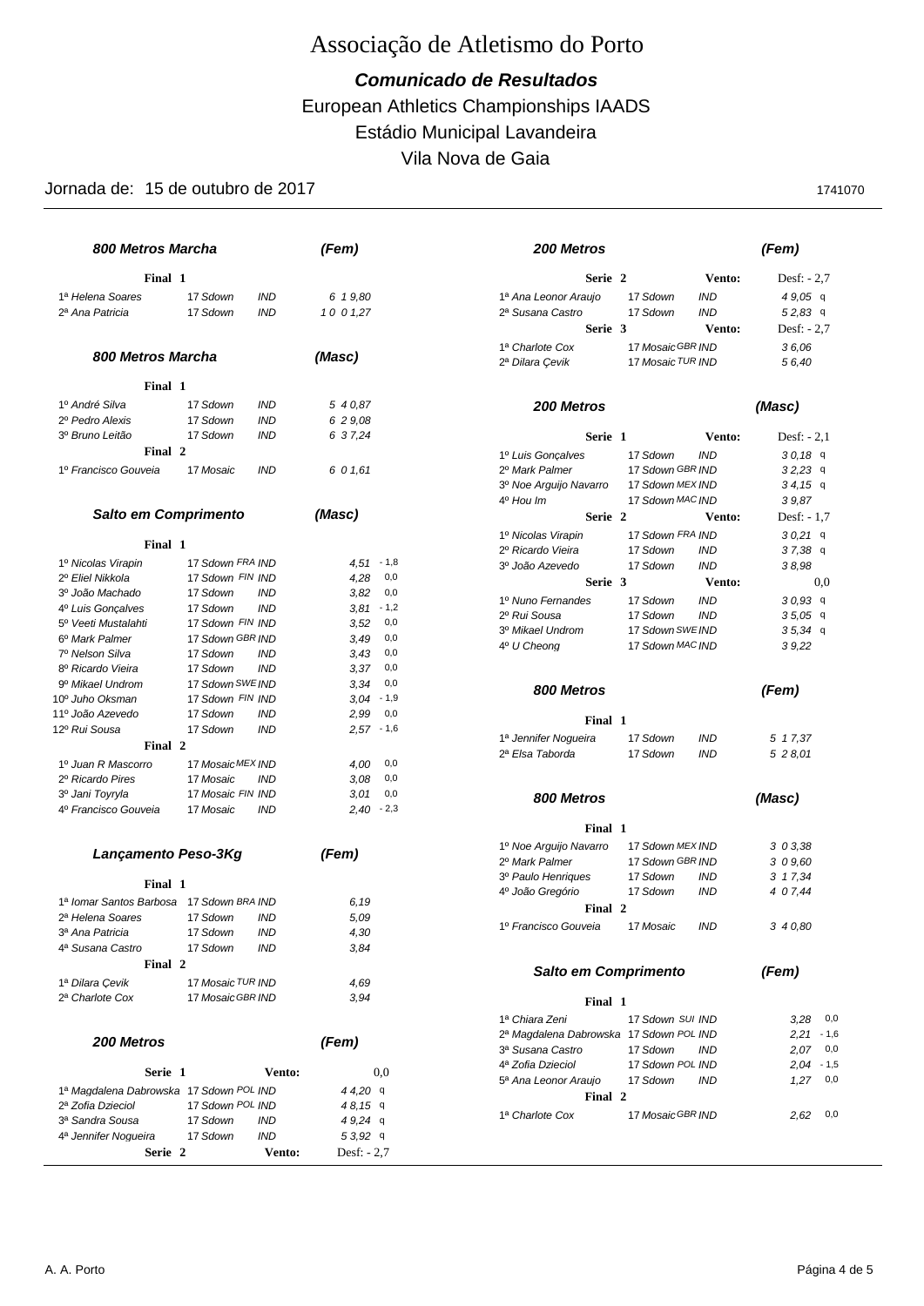// Associação de Atletismo do Porto

**_Comunicado de Resultados_**

European Athletics Championships IAADS

Estádio Municipal Lavandeira

Vila Nova de Gaia

Jornada de: 15 de outubro de 2017 — 1741070

### 800 Metros Marcha (Fem)

**Final 1**

| Pos | Nome | Cat | Clube | Nac | Marca |
|---|---|---|---|---|---|
| 1ª | Helena Soares | 17 | Sdown | IND | 6 19,80 |
| 2ª | Ana Patricia | 17 | Sdown | IND | 10 01,27 |

### 800 Metros Marcha (Masc)

**Final 1**

| Pos | Nome | Cat | Clube | Nac | Marca |
|---|---|---|---|---|---|
| 1º | André Silva | 17 | Sdown | IND | 5 40,87 |
| 2º | Pedro Alexis | 17 | Sdown | IND | 6 29,08 |
| 3º | Bruno Leitão | 17 | Sdown | IND | 6 37,24 |

**Final 2**

| Pos | Nome | Cat | Clube | Nac | Marca |
|---|---|---|---|---|---|
| 1º | Francisco Gouveia | 17 | Mosaic | IND | 6 01,61 |

### Salto em Comprimento (Masc)

**Final 1**

| Pos | Nome | Cat | Clube | Nac | Marca | Vento |
|---|---|---|---|---|---|---|
| 1º | Nicolas Virapin | 17 | Sdown | FRA IND | 4,51 | -1,8 |
| 2º | Eliel Nikkola | 17 | Sdown | FIN IND | 4,28 | 0,0 |
| 3º | João Machado | 17 | Sdown | IND | 3,82 | 0,0 |
| 4º | Luis Gonçalves | 17 | Sdown | IND | 3,81 | -1,2 |
| 5º | Veeti Mustalahti | 17 | Sdown | FIN IND | 3,52 | 0,0 |
| 6º | Mark Palmer | 17 | Sdown | GBR IND | 3,49 | 0,0 |
| 7º | Nelson Silva | 17 | Sdown | IND | 3,43 | 0,0 |
| 8º | Ricardo Vieira | 17 | Sdown | IND | 3,37 | 0,0 |
| 9º | Mikael Undrom | 17 | Sdown | SWE IND | 3,34 | 0,0 |
| 10º | Juho Oksman | 17 | Sdown | FIN IND | 3,04 | -1,9 |
| 11º | João Azevedo | 17 | Sdown | IND | 2,99 | 0,0 |
| 12º | Rui Sousa | 17 | Sdown | IND | 2,57 | -1,6 |

**Final 2**

| Pos | Nome | Cat | Clube | Nac | Marca | Vento |
|---|---|---|---|---|---|---|
| 1º | Juan R Mascorro | 17 | Mosaic | MEX IND | 4,00 | 0,0 |
| 2º | Ricardo Pires | 17 | Mosaic | IND | 3,08 | 0,0 |
| 3º | Jani Toyryla | 17 | Mosaic | FIN IND | 3,01 | 0,0 |
| 4º | Francisco Gouveia | 17 | Mosaic | IND | 2,40 | -2,3 |

### Lançamento Peso-3Kg (Fem)

**Final 1**

| Pos | Nome | Cat | Clube | Nac | Marca |
|---|---|---|---|---|---|
| 1ª | Iomar Santos Barbosa | 17 | Sdown | BRA IND | 6,19 |
| 2ª | Helena Soares | 17 | Sdown | IND | 5,09 |
| 3ª | Ana Patricia | 17 | Sdown | IND | 4,30 |
| 4ª | Susana Castro | 17 | Sdown | IND | 3,84 |

**Final 2**

| Pos | Nome | Cat | Clube | Nac | Marca |
|---|---|---|---|---|---|
| 1ª | Dilara Çevik | 17 | Mosaic | TUR IND | 4,69 |
| 2ª | Charlotte Cox | 17 | Mosaic | GBR IND | 3,94 |

### 200 Metros (Fem)

**Serie 1** — Vento: 0,0

| Pos | Nome | Cat | Clube | Nac | Marca |
|---|---|---|---|---|---|
| 1ª | Magdalena Dabrowska | 17 | Sdown | POL IND | 44,20 q |
| 2ª | Zofia Dzieciol | 17 | Sdown | POL IND | 48,15 q |
| 3ª | Sandra Sousa | 17 | Sdown | IND | 49,24 q |
| 4ª | Jennifer Nogueira | 17 | Sdown | IND | 53,92 q |

**Serie 2** — Vento: Desf: - 2,7

| Pos | Nome | Cat | Clube | Nac | Marca |
|---|---|---|---|---|---|
| 1ª | Ana Leonor Araujo | 17 | Sdown | IND | 49,05 q |
| 2ª | Susana Castro | 17 | Sdown | IND | 52,83 q |

**Serie 3** — Vento: Desf: - 2,7

| Pos | Nome | Cat | Clube | Nac | Marca |
|---|---|---|---|---|---|
| 1ª | Charlote Cox | 17 | Mosaic | GBR IND | 36,06 |
| 2ª | Dilara Çevik | 17 | Mosaic | TUR IND | 56,40 |

### 200 Metros (Masc)

**Serie 1** — Vento: Desf: - 2,1

| Pos | Nome | Cat | Clube | Nac | Marca |
|---|---|---|---|---|---|
| 1º | Luis Gonçalves | 17 | Sdown | IND | 30,18 q |
| 2º | Mark Palmer | 17 | Sdown | GBR IND | 32,23 q |
| 3º | Noe Arguijo Navarro | 17 | Sdown | MEX IND | 34,15 q |
| 4º | Hou Im | 17 | Sdown | MAC IND | 39,87 |

**Serie 2** — Vento: Desf: - 1,7

| Pos | Nome | Cat | Clube | Nac | Marca |
|---|---|---|---|---|---|
| 1º | Nicolas Virapin | 17 | Sdown | FRA IND | 30,21 q |
| 2º | Ricardo Vieira | 17 | Sdown | IND | 37,38 q |
| 3º | João Azevedo | 17 | Sdown | IND | 38,98 |

**Serie 3** — Vento: 0,0

| Pos | Nome | Cat | Clube | Nac | Marca |
|---|---|---|---|---|---|
| 1º | Nuno Fernandes | 17 | Sdown | IND | 30,93 q |
| 2º | Rui Sousa | 17 | Sdown | IND | 35,05 q |
| 3º | Mikael Undrom | 17 | Sdown | SWE IND | 35,34 q |
| 4º | U Cheong | 17 | Sdown | MAC IND | 39,22 |

### 800 Metros (Fem)

**Final 1**

| Pos | Nome | Cat | Clube | Nac | Marca |
|---|---|---|---|---|---|
| 1ª | Jennifer Nogueira | 17 | Sdown | IND | 5 17,37 |
| 2ª | Elsa Taborda | 17 | Sdown | IND | 5 28,01 |

### 800 Metros (Masc)

**Final 1**

| Pos | Nome | Cat | Clube | Nac | Marca |
|---|---|---|---|---|---|
| 1º | Noe Arguijo Navarro | 17 | Sdown | MEX IND | 3 03,38 |
| 2º | Mark Palmer | 17 | Sdown | GBR IND | 3 09,60 |
| 3º | Paulo Henriques | 17 | Sdown | IND | 3 17,34 |
| 4º | João Gregório | 17 | Sdown | IND | 4 07,44 |

**Final 2**

| Pos | Nome | Cat | Clube | Nac | Marca |
|---|---|---|---|---|---|
| 1º | Francisco Gouveia | 17 | Mosaic | IND | 3 40,80 |

### Salto em Comprimento (Fem)

**Final 1**

| Pos | Nome | Cat | Clube | Nac | Marca | Vento |
|---|---|---|---|---|---|---|
| 1ª | Chiara Zeni | 17 | Sdown | SUI IND | 3,28 | 0,0 |
| 2ª | Magdalena Dabrowska | 17 | Sdown | POL IND | 2,21 | -1,6 |
| 3ª | Susana Castro | 17 | Sdown | IND | 2,07 | 0,0 |
| 4ª | Zofia Dzieciol | 17 | Sdown | POL IND | 2,04 | -1,5 |
| 5ª | Ana Leonor Araujo | 17 | Sdown | IND | 1,27 | 0,0 |

**Final 2**

| Pos | Nome | Cat | Clube | Nac | Marca | Vento |
|---|---|---|---|---|---|---|
| 1ª | Charlote Cox | 17 | Mosaic | GBR IND | 2,62 | 0,0 |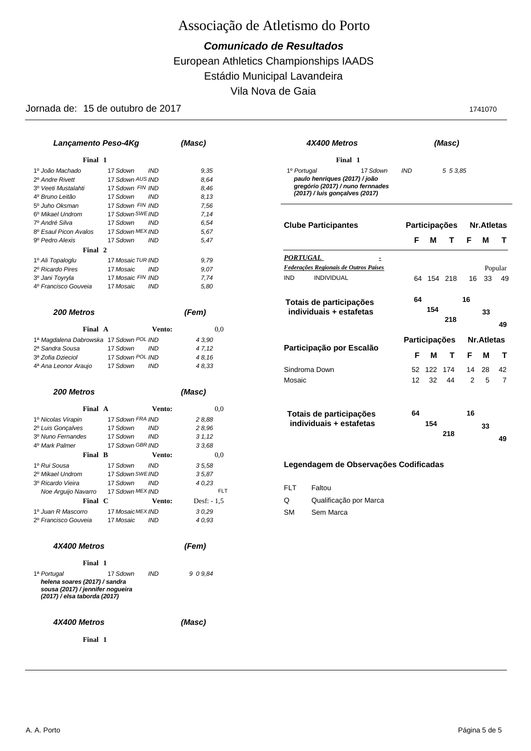# Associação de Atletismo do Porto

***Comunicado de Resultados***

European Athletics Championships IAADS

Estádio Municipal Lavandeira

Vila Nova de Gaia

Jornada de: 15 de outubro de 2017 — 1741070

### *Lançamento Peso-4Kg* *(Masc)*

**Final 1**

| | | | | |
|---|---|---|---|---|
| 1º João Machado | 17 Sdown | | IND | 9,35 |
| 2º Andre Rivett | 17 Sdown | AUS | IND | 8,64 |
| 3º Veeti Mustalahti | 17 Sdown | FIN | IND | 8,46 |
| 4º Bruno Leitão | 17 Sdown | | IND | 8,13 |
| 5º Juho Oksman | 17 Sdown | FIN | IND | 7,56 |
| 6º Mikael Undrom | 17 Sdown | SWE | IND | 7,14 |
| 7º André Silva | 17 Sdown | | IND | 6,54 |
| 8º Esaul Picon Avalos | 17 Sdown | MEX | IND | 5,67 |
| 9º Pedro Alexis | 17 Sdown | | IND | 5,47 |

**Final 2**

| | | | | |
|---|---|---|---|---|
| 1º Ali Topaloglu | 17 Mosaic | TUR | IND | 9,79 |
| 2º Ricardo Pires | 17 Mosaic | | IND | 9,07 |
| 3º Jani Toyryla | 17 Mosaic | FIN | IND | 7,74 |
| 4º Francisco Gouveia | 17 Mosaic | | IND | 5,80 |

### *200 Metros* *(Fem)*

**Final A** **Vento:** 0,0

| | | | | |
|---|---|---|---|---|
| 1ª Magdalena Dabrowska | 17 Sdown | POL | IND | 4 3,90 |
| 2ª Sandra Sousa | 17 Sdown | | IND | 4 7,12 |
| 3ª Zofia Dzieciol | 17 Sdown | POL | IND | 4 8,16 |
| 4ª Ana Leonor Araujo | 17 Sdown | | IND | 4 8,33 |

### *200 Metros* *(Masc)*

**Final A** **Vento:** 0,0

| | | | | |
|---|---|---|---|---|
| 1º Nicolas Virapin | 17 Sdown | FRA | IND | 2 8,88 |
| 2º Luis Gonçalves | 17 Sdown | | IND | 2 8,96 |
| 3º Nuno Fernandes | 17 Sdown | | IND | 3 1,12 |
| 4º Mark Palmer | 17 Sdown | GBR | IND | 3 3,68 |

**Final B** **Vento:** 0,0

| | | | | |
|---|---|---|---|---|
| 1º Rui Sousa | 17 Sdown | | IND | 3 5,58 |
| 2º Mikael Undrom | 17 Sdown | SWE | IND | 3 5,87 |
| 3º Ricardo Vieira | 17 Sdown | | IND | 4 0,23 |
| Noe Arguijo Navarro | 17 Sdown | MEX | IND | FLT |

**Final C** **Vento:** Desf: - 1,5

| | | | | |
|---|---|---|---|---|
| 1º Juan R Mascorro | 17 Mosaic | MEX | IND | 3 0,29 |
| 2º Francisco Gouveia | 17 Mosaic | | IND | 4 0,93 |

### *4X400 Metros* *(Fem)*

**Final 1**

1ª Portugal — 17 Sdown — IND — 9 0 9,84

***helena soares (2017) / sandra sousa (2017) / jennifer nogueira (2017) / elsa taborda (2017)***

### *4X400 Metros* *(Masc)*

**Final 1**

1º Portugal — 17 Sdown — IND — 5 5 3,85

***paulo henriques (2017) / joão gregório (2017) / nuno fernnades (2017) / luis gonçalves (2017)***

### Clube Participantes

| Clube Participantes | Participações F | Participações M | Participações T | Nr.Atletas F | Nr.Atletas M | Nr.Atletas T |
|---|---|---|---|---|---|---|
| ***PORTUGAL*** - | | | | | | |
| ***Federações Regionais de Outros Países*** — Popular | | | | | | |
| IND INDIVIDUAL | 64 | 154 | 218 | 16 | 33 | 49 |
| **Totais de participações individuais + estafetas** | **64** | **154** | **218** | **16** | **33** | **49** |

### Participação por Escalão

| Participação por Escalão | Participações F | Participações M | Participações T | Nr.Atletas F | Nr.Atletas M | Nr.Atletas T |
|---|---|---|---|---|---|---|
| Sindroma Down | 52 | 122 | 174 | 14 | 28 | 42 |
| Mosaic | 12 | 32 | 44 | 2 | 5 | 7 |
| **Totais de participações individuais + estafetas** | **64** | **154** | **218** | **16** | **33** | **49** |

### Legendagem de Observações Codificadas

| | |
|---|---|
| FLT | Faltou |
| Q | Qualificação por Marca |
| SM | Sem Marca |

A. A. Porto